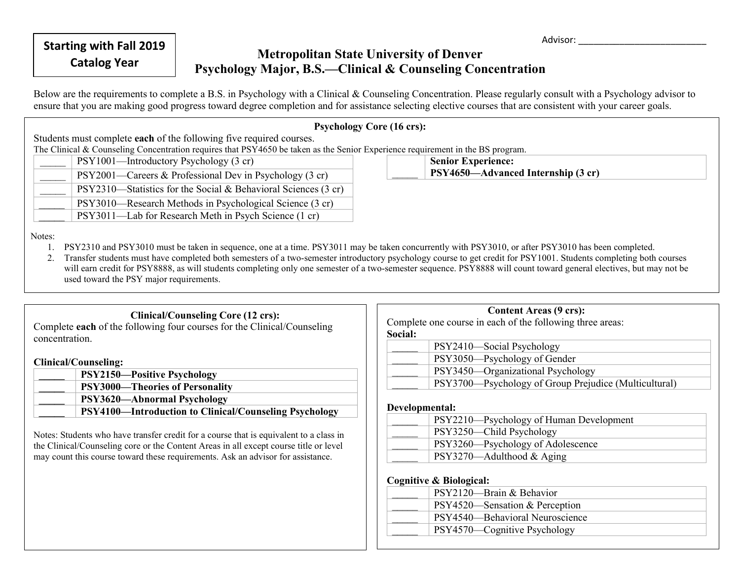**Starting with Fall 2019 Catalog Year**

Advisor: ___________________________

# Metropolitan State University of Denver
## Psychology Major, B.S.—Clinical & Counseling Concentration

Below are the requirements to complete a B.S. in Psychology with a Clinical & Counseling Concentration. Please regularly consult with a Psychology advisor to ensure that you are making good progress toward degree completion and for assistance selecting elective courses that are consistent with your career goals.

### Psychology Core (16 crs):

Students must complete **each** of the following five required courses.

The Clinical & Counseling Concentration requires that PSY4650 be taken as the Senior Experience requirement in the BS program.

| | |
|---|---|
| _____ | PSY1001—Introductory Psychology (3 cr) |
| _____ | PSY2001—Careers & Professional Dev in Psychology (3 cr) |
| _____ | PSY2310—Statistics for the Social & Behavioral Sciences (3 cr) |
| _____ | PSY3010—Research Methods in Psychological Science (3 cr) |
| _____ | PSY3011—Lab for Research Meth in Psych Science (1 cr) |

| | |
|---|---|
| _____ | **Senior Experience: PSY4650—Advanced Internship (3 cr)** |

Notes:

1. PSY2310 and PSY3010 must be taken in sequence, one at a time. PSY3011 may be taken concurrently with PSY3010, or after PSY3010 has been completed.
2. Transfer students must have completed both semesters of a two-semester introductory psychology course to get credit for PSY1001. Students completing both courses will earn credit for PSY8888, as will students completing only one semester of a two-semester sequence. PSY8888 will count toward general electives, but may not be used toward the PSY major requirements.

### Clinical/Counseling Core (12 crs):

Complete **each** of the following four courses for the Clinical/Counseling concentration.

**Clinical/Counseling:**

| | |
|---|---|
| _____ | **PSY2150—Positive Psychology** |
| _____ | **PSY3000—Theories of Personality** |
| _____ | **PSY3620—Abnormal Psychology** |
| _____ | **PSY4100—Introduction to Clinical/Counseling Psychology** |

Notes: Students who have transfer credit for a course that is equivalent to a class in the Clinical/Counseling core or the Content Areas in all except course title or level may count this course toward these requirements. Ask an advisor for assistance.

### Content Areas (9 crs):

Complete one course in each of the following three areas:

**Social:**

| | |
|---|---|
| _____ | PSY2410—Social Psychology |
| _____ | PSY3050—Psychology of Gender |
| _____ | PSY3450—Organizational Psychology |
| _____ | PSY3700—Psychology of Group Prejudice (Multicultural) |

**Developmental:**

| | |
|---|---|
| _____ | PSY2210—Psychology of Human Development |
| _____ | PSY3250—Child Psychology |
| _____ | PSY3260—Psychology of Adolescence |
| _____ | PSY3270—Adulthood & Aging |

**Cognitive & Biological:**

| | |
|---|---|
| _____ | PSY2120—Brain & Behavior |
| _____ | PSY4520—Sensation & Perception |
| _____ | PSY4540—Behavioral Neuroscience |
| _____ | PSY4570—Cognitive Psychology |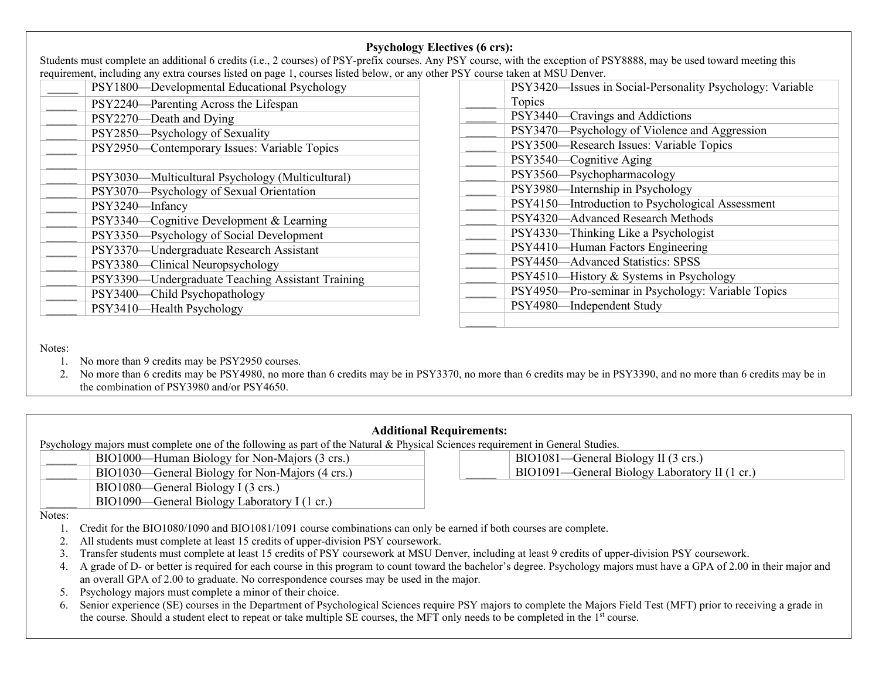### Psychology Electives (6 crs):

Students must complete an additional 6 credits (i.e., 2 courses) of PSY-prefix courses. Any PSY course, with the exception of PSY8888, may be used toward meeting this requirement, including any extra courses listed on page 1, courses listed below, or any other PSY course taken at MSU Denver.

| | |
|---|---|
| _____ | PSY1800—Developmental Educational Psychology |
| _____ | PSY2240—Parenting Across the Lifespan |
| _____ | PSY2270—Death and Dying |
| _____ | PSY2850—Psychology of Sexuality |
| _____ | PSY2950—Contemporary Issues: Variable Topics |
| _____ | |
| _____ | PSY3030—Multicultural Psychology (Multicultural) |
| _____ | PSY3070—Psychology of Sexual Orientation |
| _____ | PSY3240—Infancy |
| _____ | PSY3340—Cognitive Development & Learning |
| _____ | PSY3350—Psychology of Social Development |
| _____ | PSY3370—Undergraduate Research Assistant |
| _____ | PSY3380—Clinical Neuropsychology |
| _____ | PSY3390—Undergraduate Teaching Assistant Training |
| _____ | PSY3400—Child Psychopathology |
| _____ | PSY3410—Health Psychology |
| _____ | PSY3420—Issues in Social-Personality Psychology: Variable Topics |
| _____ | PSY3440—Cravings and Addictions |
| _____ | PSY3470—Psychology of Violence and Aggression |
| _____ | PSY3500—Research Issues: Variable Topics |
| _____ | PSY3540—Cognitive Aging |
| _____ | PSY3560—Psychopharmacology |
| _____ | PSY3980—Internship in Psychology |
| _____ | PSY4150—Introduction to Psychological Assessment |
| _____ | PSY4320—Advanced Research Methods |
| _____ | PSY4330—Thinking Like a Psychologist |
| _____ | PSY4410—Human Factors Engineering |
| _____ | PSY4450—Advanced Statistics: SPSS |
| _____ | PSY4510—History & Systems in Psychology |
| _____ | PSY4950—Pro-seminar in Psychology: Variable Topics |
| | PSY4980—Independent Study |
| _____ | |

Notes:

1. No more than 9 credits may be PSY2950 courses.
2. No more than 6 credits may be PSY4980, no more than 6 credits may be in PSY3370, no more than 6 credits may be in PSY3390, and no more than 6 credits may be in the combination of PSY3980 and/or PSY4650.

### Additional Requirements:

Psychology majors must complete one of the following as part of the Natural & Physical Sciences requirement in General Studies.

| | |
|---|---|
| _____ | BIO1000—Human Biology for Non-Majors (3 crs.) |
| _____ | BIO1030—General Biology for Non-Majors (4 crs.) |
| _____ | BIO1080—General Biology I (3 crs.)<br>BIO1090—General Biology Laboratory I (1 cr.) |
| _____ | BIO1081—General Biology II (3 crs.)<br>BIO1091—General Biology Laboratory II (1 cr.) |

Notes:

1. Credit for the BIO1080/1090 and BIO1081/1091 course combinations can only be earned if both courses are complete.
2. All students must complete at least 15 credits of upper-division PSY coursework.
3. Transfer students must complete at least 15 credits of PSY coursework at MSU Denver, including at least 9 credits of upper-division PSY coursework.
4. A grade of D- or better is required for each course in this program to count toward the bachelor's degree. Psychology majors must have a GPA of 2.00 in their major and an overall GPA of 2.00 to graduate. No correspondence courses may be used in the major.
5. Psychology majors must complete a minor of their choice.
6. Senior experience (SE) courses in the Department of Psychological Sciences require PSY majors to complete the Majors Field Test (MFT) prior to receiving a grade in the course. Should a student elect to repeat or take multiple SE courses, the MFT only needs to be completed in the 1st course.